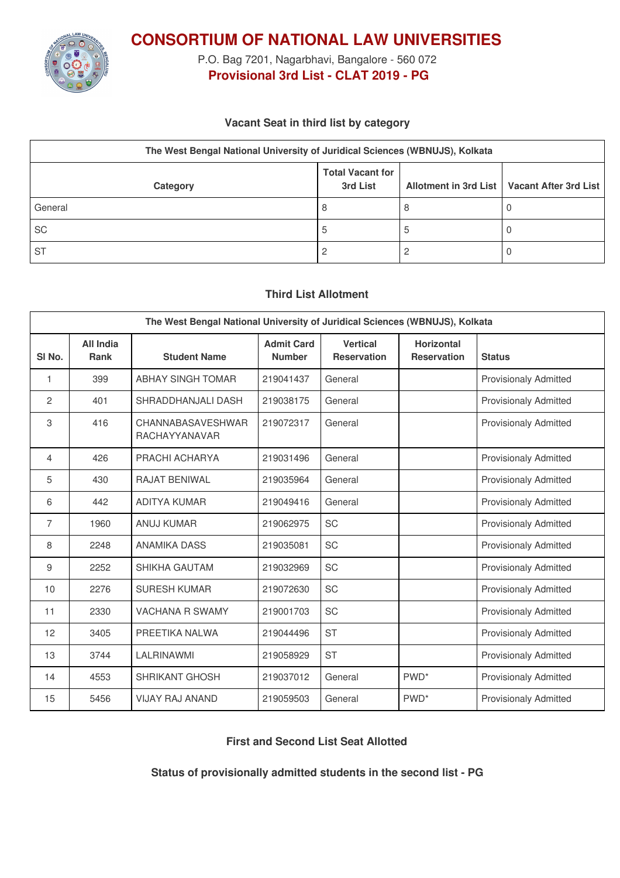# CONSORTIUM OF NATIONAL LAW UNIVERSITIES

P.O. Bag 7201, Nagarbhavi, Bangalore - 560 072

**Provisional 3rd List - CLAT 2019 - PG**

### Vacant Seat in third list by category

| The West Bengal National University of Juridical Sciences (WBNUJS), Kolkata | | | |
|---|---|---|---|
| **Category** | **Total Vacant for 3rd List** | **Allotment in 3rd List** | **Vacant After 3rd List** |
| General | 8 | 8 | 0 |
| SC | 5 | 5 | 0 |
| ST | 2 | 2 | 0 |

### Third List Allotment

| The West Bengal National University of Juridical Sciences (WBNUJS), Kolkata | | | | | | |
|---|---|---|---|---|---|---|
| **Sl No.** | **All India Rank** | **Student Name** | **Admit Card Number** | **Vertical Reservation** | **Horizontal Reservation** | **Status** |
| 1 | 399 | ABHAY SINGH TOMAR | 219041437 | General | | Provisionaly Admitted |
| 2 | 401 | SHRADDHANJALI DASH | 219038175 | General | | Provisionaly Admitted |
| 3 | 416 | CHANNABASAVESHWAR RACHAYYANAVAR | 219072317 | General | | Provisionaly Admitted |
| 4 | 426 | PRACHI ACHARYA | 219031496 | General | | Provisionaly Admitted |
| 5 | 430 | RAJAT BENIWAL | 219035964 | General | | Provisionaly Admitted |
| 6 | 442 | ADITYA KUMAR | 219049416 | General | | Provisionaly Admitted |
| 7 | 1960 | ANUJ KUMAR | 219062975 | SC | | Provisionaly Admitted |
| 8 | 2248 | ANAMIKA DASS | 219035081 | SC | | Provisionaly Admitted |
| 9 | 2252 | SHIKHA GAUTAM | 219032969 | SC | | Provisionaly Admitted |
| 10 | 2276 | SURESH KUMAR | 219072630 | SC | | Provisionaly Admitted |
| 11 | 2330 | VACHANA R SWAMY | 219001703 | SC | | Provisionaly Admitted |
| 12 | 3405 | PREETIKA NALWA | 219044496 | ST | | Provisionaly Admitted |
| 13 | 3744 | LALRINAWMI | 219058929 | ST | | Provisionaly Admitted |
| 14 | 4553 | SHRIKANT GHOSH | 219037012 | General | PWD* | Provisionaly Admitted |
| 15 | 5456 | VIJAY RAJ ANAND | 219059503 | General | PWD* | Provisionaly Admitted |

### First and Second List Seat Allotted

### Status of provisionally admitted students in the second list - PG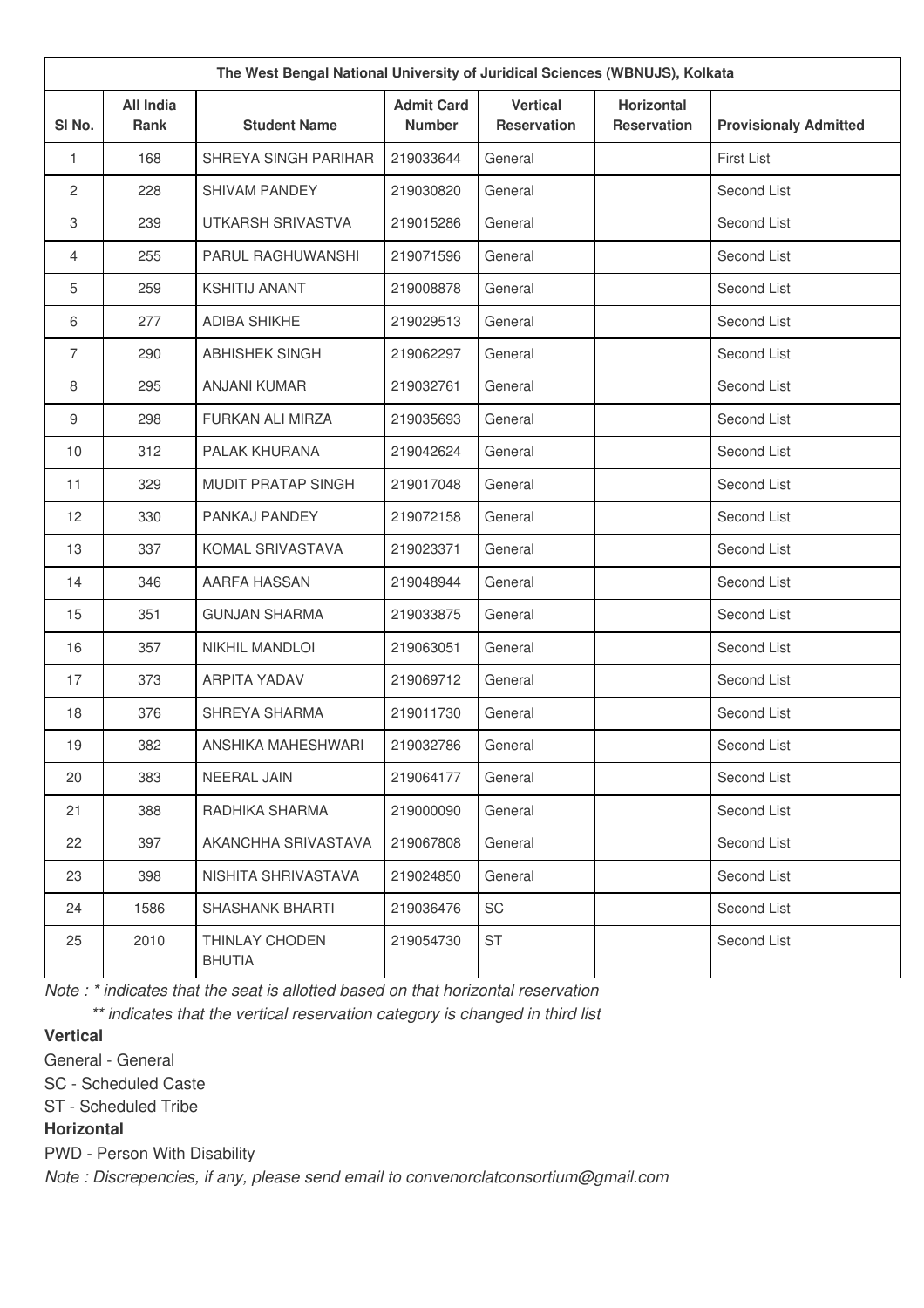| The West Bengal National University of Juridical Sciences (WBNUJS), Kolkata | | | | | | |
|---|---|---|---|---|---|---|
| Sl No. | All India Rank | Student Name | Admit Card Number | Vertical Reservation | Horizontal Reservation | Provisionaly Admitted |
| 1 | 168 | SHREYA SINGH PARIHAR | 219033644 | General | | First List |
| 2 | 228 | SHIVAM PANDEY | 219030820 | General | | Second List |
| 3 | 239 | UTKARSH SRIVASTVA | 219015286 | General | | Second List |
| 4 | 255 | PARUL RAGHUWANSHI | 219071596 | General | | Second List |
| 5 | 259 | KSHITIJ ANANT | 219008878 | General | | Second List |
| 6 | 277 | ADIBA SHIKHE | 219029513 | General | | Second List |
| 7 | 290 | ABHISHEK SINGH | 219062297 | General | | Second List |
| 8 | 295 | ANJANI KUMAR | 219032761 | General | | Second List |
| 9 | 298 | FURKAN ALI MIRZA | 219035693 | General | | Second List |
| 10 | 312 | PALAK KHURANA | 219042624 | General | | Second List |
| 11 | 329 | MUDIT PRATAP SINGH | 219017048 | General | | Second List |
| 12 | 330 | PANKAJ PANDEY | 219072158 | General | | Second List |
| 13 | 337 | KOMAL SRIVASTAVA | 219023371 | General | | Second List |
| 14 | 346 | AARFA HASSAN | 219048944 | General | | Second List |
| 15 | 351 | GUNJAN SHARMA | 219033875 | General | | Second List |
| 16 | 357 | NIKHIL MANDLOI | 219063051 | General | | Second List |
| 17 | 373 | ARPITA YADAV | 219069712 | General | | Second List |
| 18 | 376 | SHREYA SHARMA | 219011730 | General | | Second List |
| 19 | 382 | ANSHIKA MAHESHWARI | 219032786 | General | | Second List |
| 20 | 383 | NEERAL JAIN | 219064177 | General | | Second List |
| 21 | 388 | RADHIKA SHARMA | 219000090 | General | | Second List |
| 22 | 397 | AKANCHHA SRIVASTAVA | 219067808 | General | | Second List |
| 23 | 398 | NISHITA SHRIVASTAVA | 219024850 | General | | Second List |
| 24 | 1586 | SHASHANK BHARTI | 219036476 | SC | | Second List |
| 25 | 2010 | THINLAY CHODEN BHUTIA | 219054730 | ST | | Second List |

*Note : * indicates that the seat is allotted based on that horizontal reservation*

*** indicates that the vertical reservation category is changed in third list*

**Vertical**

General - General

SC - Scheduled Caste

ST - Scheduled Tribe

**Horizontal**

PWD - Person With Disability

*Note : Discrepencies, if any, please send email to convenorclatconsortium@gmail.com*